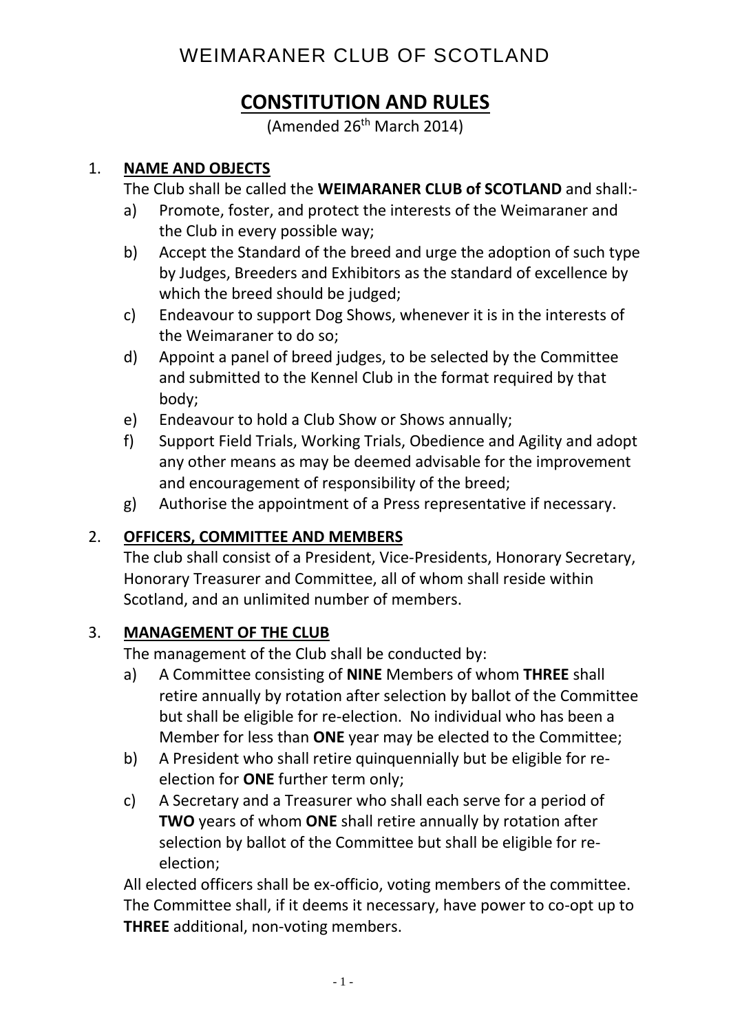# WEIMARANER CLUB OF SCOTLAND

## CONSTITUTION AND RULES

(Amended 26th March 2014)

1. **NAME AND OBJECTS**

   The Club shall be called the **WEIMARANER CLUB of SCOTLAND** and shall:-

   a) Promote, foster, and protect the interests of the Weimaraner and the Club in every possible way;

   b) Accept the Standard of the breed and urge the adoption of such type by Judges, Breeders and Exhibitors as the standard of excellence by which the breed should be judged;

   c) Endeavour to support Dog Shows, whenever it is in the interests of the Weimaraner to do so;

   d) Appoint a panel of breed judges, to be selected by the Committee and submitted to the Kennel Club in the format required by that body;

   e) Endeavour to hold a Club Show or Shows annually;

   f) Support Field Trials, Working Trials, Obedience and Agility and adopt any other means as may be deemed advisable for the improvement and encouragement of responsibility of the breed;

   g) Authorise the appointment of a Press representative if necessary.

2. **OFFICERS, COMMITTEE AND MEMBERS**

   The club shall consist of a President, Vice-Presidents, Honorary Secretary, Honorary Treasurer and Committee, all of whom shall reside within Scotland, and an unlimited number of members.

3. **MANAGEMENT OF THE CLUB**

   The management of the Club shall be conducted by:

   a) A Committee consisting of **NINE** Members of whom **THREE** shall retire annually by rotation after selection by ballot of the Committee but shall be eligible for re-election. No individual who has been a Member for less than **ONE** year may be elected to the Committee;

   b) A President who shall retire quinquennially but be eligible for re-election for **ONE** further term only;

   c) A Secretary and a Treasurer who shall each serve for a period of **TWO** years of whom **ONE** shall retire annually by rotation after selection by ballot of the Committee but shall be eligible for re-election;

   All elected officers shall be ex-officio, voting members of the committee. The Committee shall, if it deems it necessary, have power to co-opt up to **THREE** additional, non-voting members.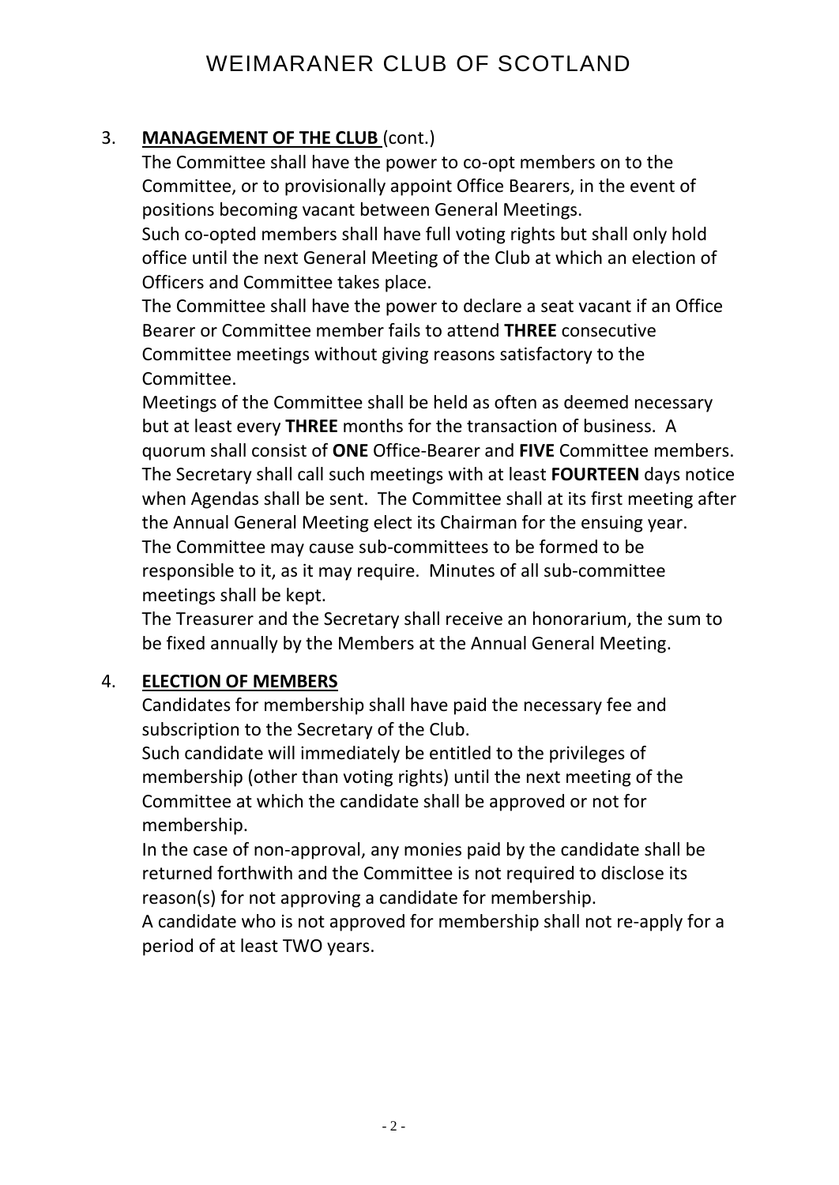3. **MANAGEMENT OF THE CLUB** (cont.)

   The Committee shall have the power to co-opt members on to the Committee, or to provisionally appoint Office Bearers, in the event of positions becoming vacant between General Meetings.

   Such co-opted members shall have full voting rights but shall only hold office until the next General Meeting of the Club at which an election of Officers and Committee takes place.

   The Committee shall have the power to declare a seat vacant if an Office Bearer or Committee member fails to attend **THREE** consecutive Committee meetings without giving reasons satisfactory to the Committee.

   Meetings of the Committee shall be held as often as deemed necessary but at least every **THREE** months for the transaction of business. A quorum shall consist of **ONE** Office-Bearer and **FIVE** Committee members. The Secretary shall call such meetings with at least **FOURTEEN** days notice when Agendas shall be sent. The Committee shall at its first meeting after the Annual General Meeting elect its Chairman for the ensuing year.

   The Committee may cause sub-committees to be formed to be responsible to it, as it may require. Minutes of all sub-committee meetings shall be kept.

   The Treasurer and the Secretary shall receive an honorarium, the sum to be fixed annually by the Members at the Annual General Meeting.

4. **ELECTION OF MEMBERS**

   Candidates for membership shall have paid the necessary fee and subscription to the Secretary of the Club.

   Such candidate will immediately be entitled to the privileges of membership (other than voting rights) until the next meeting of the Committee at which the candidate shall be approved or not for membership.

   In the case of non-approval, any monies paid by the candidate shall be returned forthwith and the Committee is not required to disclose its reason(s) for not approving a candidate for membership.

   A candidate who is not approved for membership shall not re-apply for a period of at least TWO years.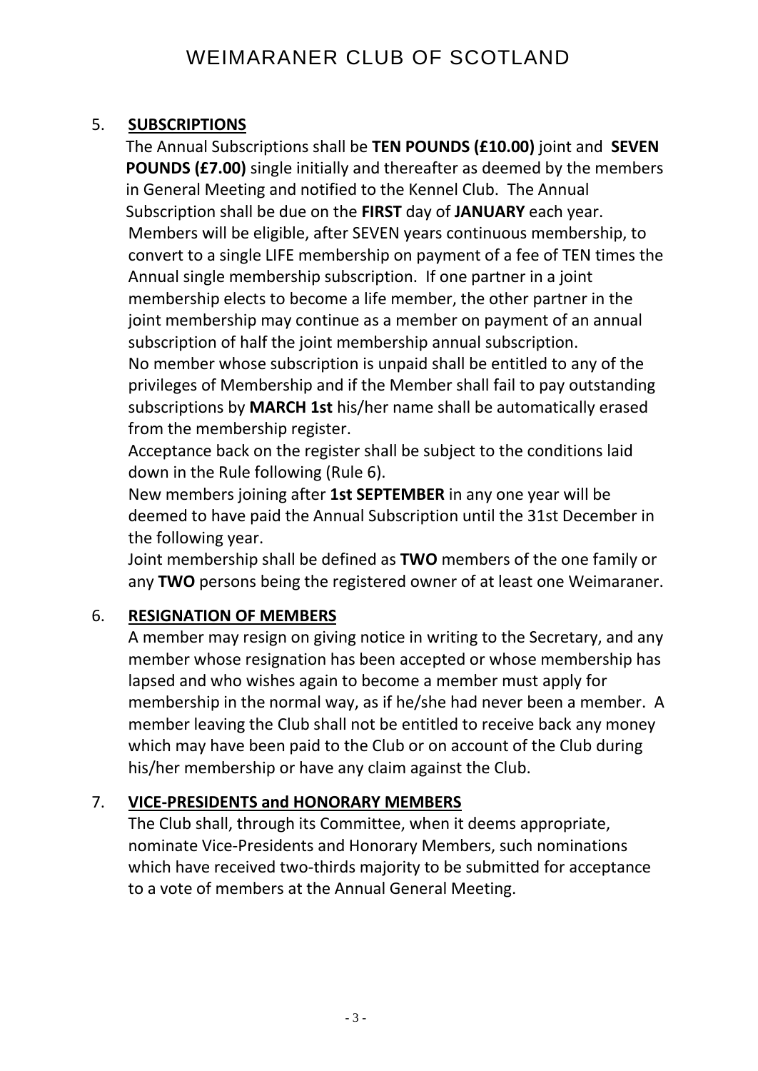5. **SUBSCRIPTIONS**

The Annual Subscriptions shall be **TEN POUNDS (£10.00)** joint and **SEVEN POUNDS (£7.00)** single initially and thereafter as deemed by the members in General Meeting and notified to the Kennel Club. The Annual Subscription shall be due on the **FIRST** day of **JANUARY** each year. Members will be eligible, after SEVEN years continuous membership, to convert to a single LIFE membership on payment of a fee of TEN times the Annual single membership subscription. If one partner in a joint membership elects to become a life member, the other partner in the joint membership may continue as a member on payment of an annual subscription of half the joint membership annual subscription.

No member whose subscription is unpaid shall be entitled to any of the privileges of Membership and if the Member shall fail to pay outstanding subscriptions by **MARCH 1st** his/her name shall be automatically erased from the membership register.

Acceptance back on the register shall be subject to the conditions laid down in the Rule following (Rule 6).

New members joining after **1st SEPTEMBER** in any one year will be deemed to have paid the Annual Subscription until the 31st December in the following year.

Joint membership shall be defined as **TWO** members of the one family or any **TWO** persons being the registered owner of at least one Weimaraner.

6. **RESIGNATION OF MEMBERS**

A member may resign on giving notice in writing to the Secretary, and any member whose resignation has been accepted or whose membership has lapsed and who wishes again to become a member must apply for membership in the normal way, as if he/she had never been a member. A member leaving the Club shall not be entitled to receive back any money which may have been paid to the Club or on account of the Club during his/her membership or have any claim against the Club.

7. **VICE-PRESIDENTS and HONORARY MEMBERS**

The Club shall, through its Committee, when it deems appropriate, nominate Vice-Presidents and Honorary Members, such nominations which have received two-thirds majority to be submitted for acceptance to a vote of members at the Annual General Meeting.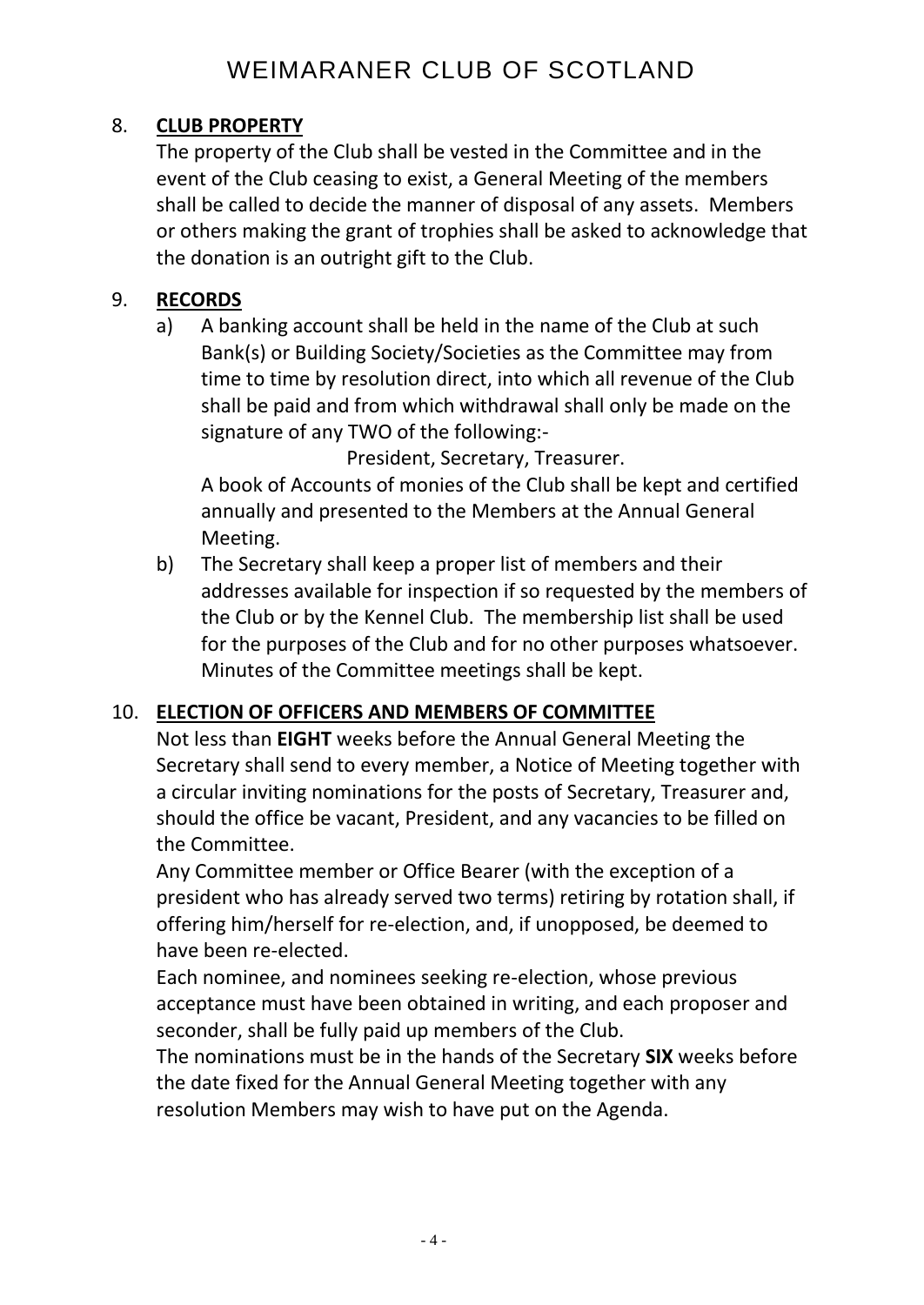8. **CLUB PROPERTY**

   The property of the Club shall be vested in the Committee and in the event of the Club ceasing to exist, a General Meeting of the members shall be called to decide the manner of disposal of any assets. Members or others making the grant of trophies shall be asked to acknowledge that the donation is an outright gift to the Club.

9. **RECORDS**

   a) A banking account shall be held in the name of the Club at such Bank(s) or Building Society/Societies as the Committee may from time to time by resolution direct, into which all revenue of the Club shall be paid and from which withdrawal shall only be made on the signature of any TWO of the following:-

      President, Secretary, Treasurer.

      A book of Accounts of monies of the Club shall be kept and certified annually and presented to the Members at the Annual General Meeting.

   b) The Secretary shall keep a proper list of members and their addresses available for inspection if so requested by the members of the Club or by the Kennel Club. The membership list shall be used for the purposes of the Club and for no other purposes whatsoever. Minutes of the Committee meetings shall be kept.

10. **ELECTION OF OFFICERS AND MEMBERS OF COMMITTEE**

    Not less than **EIGHT** weeks before the Annual General Meeting the Secretary shall send to every member, a Notice of Meeting together with a circular inviting nominations for the posts of Secretary, Treasurer and, should the office be vacant, President, and any vacancies to be filled on the Committee.

    Any Committee member or Office Bearer (with the exception of a president who has already served two terms) retiring by rotation shall, if offering him/herself for re-election, and, if unopposed, be deemed to have been re-elected.

    Each nominee, and nominees seeking re-election, whose previous acceptance must have been obtained in writing, and each proposer and seconder, shall be fully paid up members of the Club.

    The nominations must be in the hands of the Secretary **SIX** weeks before the date fixed for the Annual General Meeting together with any resolution Members may wish to have put on the Agenda.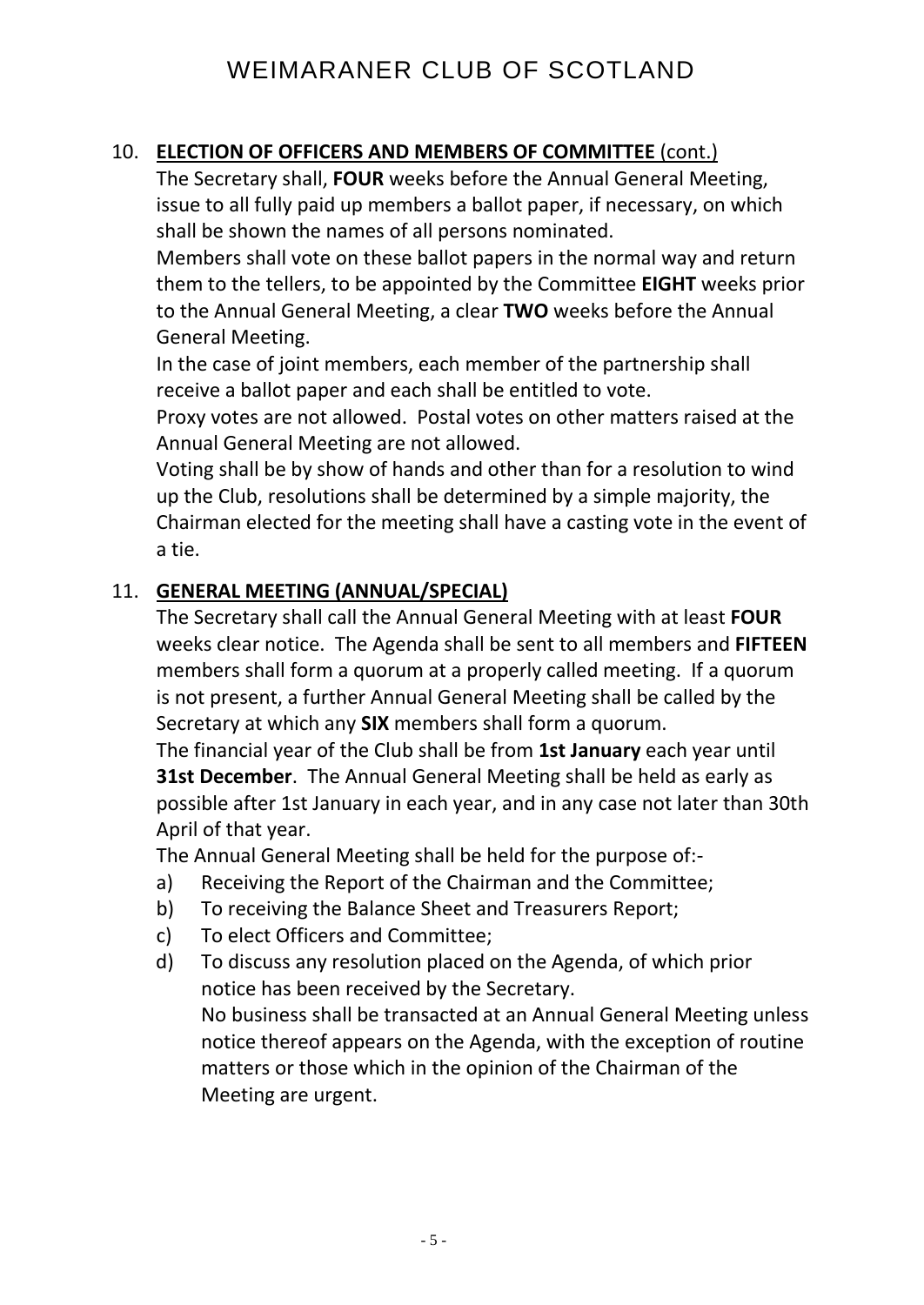## 10. **ELECTION OF OFFICERS AND MEMBERS OF COMMITTEE** (cont.)

The Secretary shall, **FOUR** weeks before the Annual General Meeting, issue to all fully paid up members a ballot paper, if necessary, on which shall be shown the names of all persons nominated.

Members shall vote on these ballot papers in the normal way and return them to the tellers, to be appointed by the Committee **EIGHT** weeks prior to the Annual General Meeting, a clear **TWO** weeks before the Annual General Meeting.

In the case of joint members, each member of the partnership shall receive a ballot paper and each shall be entitled to vote.

Proxy votes are not allowed. Postal votes on other matters raised at the Annual General Meeting are not allowed.

Voting shall be by show of hands and other than for a resolution to wind up the Club, resolutions shall be determined by a simple majority, the Chairman elected for the meeting shall have a casting vote in the event of a tie.

## 11. **GENERAL MEETING (ANNUAL/SPECIAL)**

The Secretary shall call the Annual General Meeting with at least **FOUR** weeks clear notice. The Agenda shall be sent to all members and **FIFTEEN** members shall form a quorum at a properly called meeting. If a quorum is not present, a further Annual General Meeting shall be called by the Secretary at which any **SIX** members shall form a quorum.

The financial year of the Club shall be from **1st January** each year until **31st December**. The Annual General Meeting shall be held as early as possible after 1st January in each year, and in any case not later than 30th April of that year.

The Annual General Meeting shall be held for the purpose of:-

a) Receiving the Report of the Chairman and the Committee;
b) To receiving the Balance Sheet and Treasurers Report;
c) To elect Officers and Committee;
d) To discuss any resolution placed on the Agenda, of which prior notice has been received by the Secretary.

   No business shall be transacted at an Annual General Meeting unless notice thereof appears on the Agenda, with the exception of routine matters or those which in the opinion of the Chairman of the Meeting are urgent.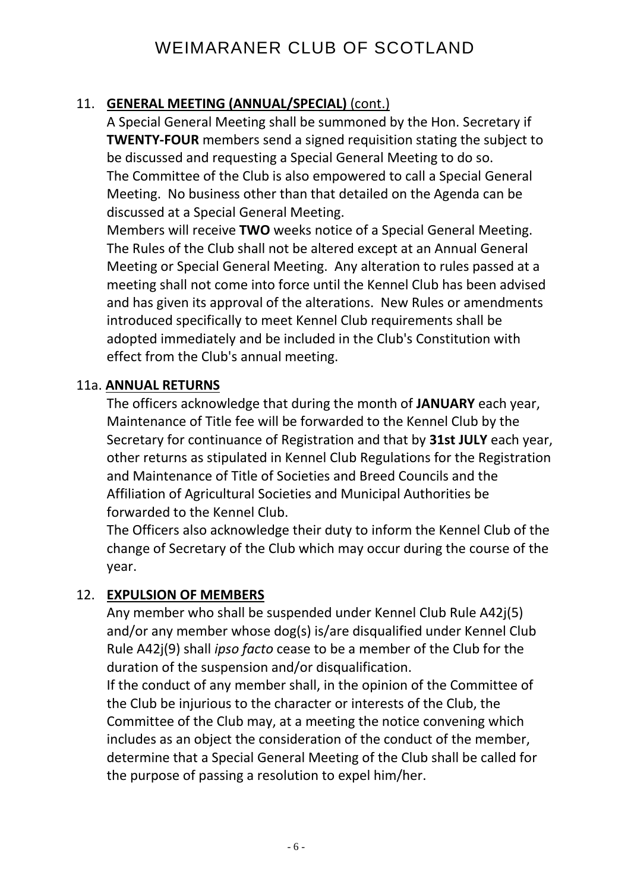## 11. **GENERAL MEETING (ANNUAL/SPECIAL)** (cont.)

A Special General Meeting shall be summoned by the Hon. Secretary if **TWENTY-FOUR** members send a signed requisition stating the subject to be discussed and requesting a Special General Meeting to do so.
The Committee of the Club is also empowered to call a Special General Meeting. No business other than that detailed on the Agenda can be discussed at a Special General Meeting.
Members will receive **TWO** weeks notice of a Special General Meeting.
The Rules of the Club shall not be altered except at an Annual General Meeting or Special General Meeting. Any alteration to rules passed at a meeting shall not come into force until the Kennel Club has been advised and has given its approval of the alterations. New Rules or amendments introduced specifically to meet Kennel Club requirements shall be adopted immediately and be included in the Club's Constitution with effect from the Club's annual meeting.

## 11a. **ANNUAL RETURNS**

The officers acknowledge that during the month of **JANUARY** each year, Maintenance of Title fee will be forwarded to the Kennel Club by the Secretary for continuance of Registration and that by **31st JULY** each year, other returns as stipulated in Kennel Club Regulations for the Registration and Maintenance of Title of Societies and Breed Councils and the Affiliation of Agricultural Societies and Municipal Authorities be forwarded to the Kennel Club.
The Officers also acknowledge their duty to inform the Kennel Club of the change of Secretary of the Club which may occur during the course of the year.

## 12. **EXPULSION OF MEMBERS**

Any member who shall be suspended under Kennel Club Rule A42j(5) and/or any member whose dog(s) is/are disqualified under Kennel Club Rule A42j(9) shall *ipso facto* cease to be a member of the Club for the duration of the suspension and/or disqualification.
If the conduct of any member shall, in the opinion of the Committee of the Club be injurious to the character or interests of the Club, the Committee of the Club may, at a meeting the notice convening which includes as an object the consideration of the conduct of the member, determine that a Special General Meeting of the Club shall be called for the purpose of passing a resolution to expel him/her.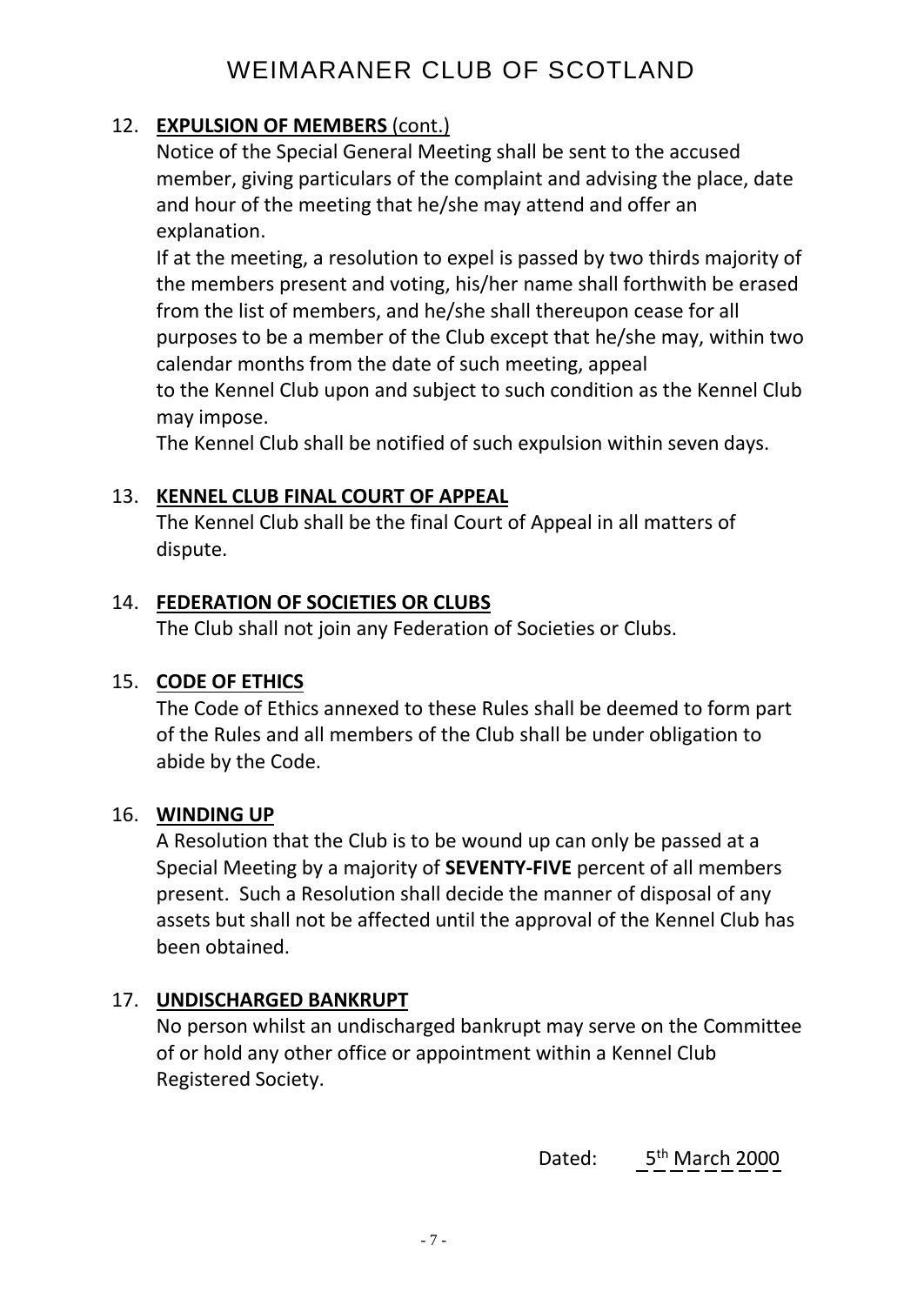12. **EXPULSION OF MEMBERS** (cont.)

    Notice of the Special General Meeting shall be sent to the accused member, giving particulars of the complaint and advising the place, date and hour of the meeting that he/she may attend and offer an explanation.

    If at the meeting, a resolution to expel is passed by two thirds majority of the members present and voting, his/her name shall forthwith be erased from the list of members, and he/she shall thereupon cease for all purposes to be a member of the Club except that he/she may, within two calendar months from the date of such meeting, appeal to the Kennel Club upon and subject to such condition as the Kennel Club may impose.

    The Kennel Club shall be notified of such expulsion within seven days.

13. **KENNEL CLUB FINAL COURT OF APPEAL**

    The Kennel Club shall be the final Court of Appeal in all matters of dispute.

14. **FEDERATION OF SOCIETIES OR CLUBS**

    The Club shall not join any Federation of Societies or Clubs.

15. **CODE OF ETHICS**

    The Code of Ethics annexed to these Rules shall be deemed to form part of the Rules and all members of the Club shall be under obligation to abide by the Code.

16. **WINDING UP**

    A Resolution that the Club is to be wound up can only be passed at a Special Meeting by a majority of **SEVENTY-FIVE** percent of all members present. Such a Resolution shall decide the manner of disposal of any assets but shall not be affected until the approval of the Kennel Club has been obtained.

17. **UNDISCHARGED BANKRUPT**

    No person whilst an undischarged bankrupt may serve on the Committee of or hold any other office or appointment within a Kennel Club Registered Society.

Dated: 5th March 2000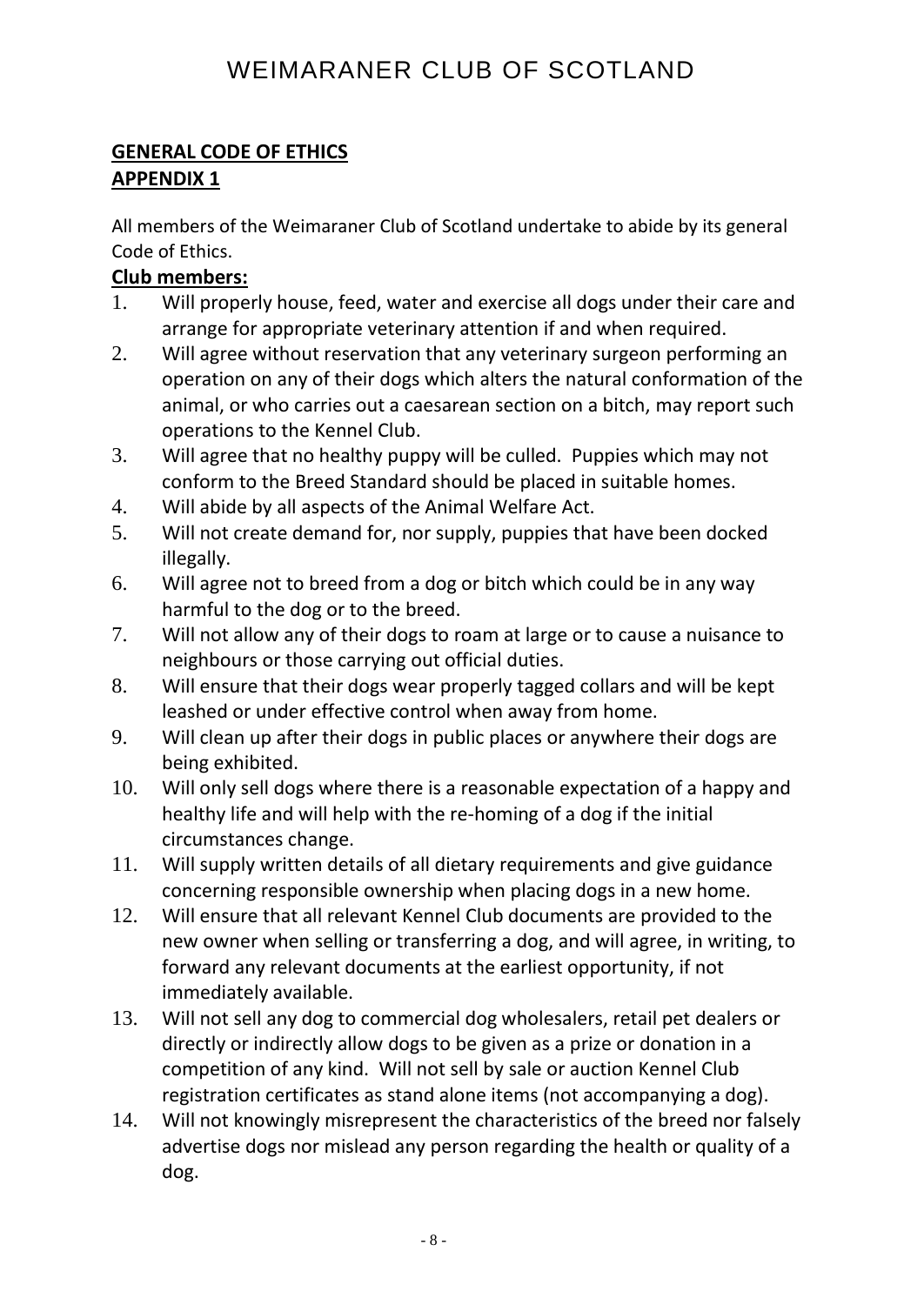# WEIMARANER CLUB OF SCOTLAND

## GENERAL CODE OF ETHICS
## APPENDIX 1

All members of the Weimaraner Club of Scotland undertake to abide by its general Code of Ethics.

**Club members:**

1. Will properly house, feed, water and exercise all dogs under their care and arrange for appropriate veterinary attention if and when required.
2. Will agree without reservation that any veterinary surgeon performing an operation on any of their dogs which alters the natural conformation of the animal, or who carries out a caesarean section on a bitch, may report such operations to the Kennel Club.
3. Will agree that no healthy puppy will be culled. Puppies which may not conform to the Breed Standard should be placed in suitable homes.
4. Will abide by all aspects of the Animal Welfare Act.
5. Will not create demand for, nor supply, puppies that have been docked illegally.
6. Will agree not to breed from a dog or bitch which could be in any way harmful to the dog or to the breed.
7. Will not allow any of their dogs to roam at large or to cause a nuisance to neighbours or those carrying out official duties.
8. Will ensure that their dogs wear properly tagged collars and will be kept leashed or under effective control when away from home.
9. Will clean up after their dogs in public places or anywhere their dogs are being exhibited.
10. Will only sell dogs where there is a reasonable expectation of a happy and healthy life and will help with the re-homing of a dog if the initial circumstances change.
11. Will supply written details of all dietary requirements and give guidance concerning responsible ownership when placing dogs in a new home.
12. Will ensure that all relevant Kennel Club documents are provided to the new owner when selling or transferring a dog, and will agree, in writing, to forward any relevant documents at the earliest opportunity, if not immediately available.
13. Will not sell any dog to commercial dog wholesalers, retail pet dealers or directly or indirectly allow dogs to be given as a prize or donation in a competition of any kind. Will not sell by sale or auction Kennel Club registration certificates as stand alone items (not accompanying a dog).
14. Will not knowingly misrepresent the characteristics of the breed nor falsely advertise dogs nor mislead any person regarding the health or quality of a dog.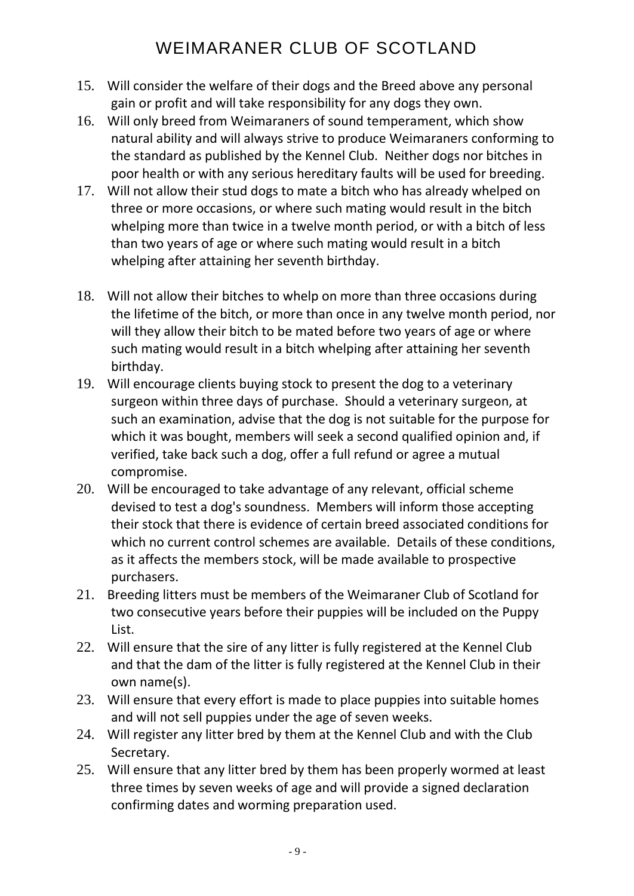15. Will consider the welfare of their dogs and the Breed above any personal gain or profit and will take responsibility for any dogs they own.
16. Will only breed from Weimaraners of sound temperament, which show natural ability and will always strive to produce Weimaraners conforming to the standard as published by the Kennel Club. Neither dogs nor bitches in poor health or with any serious hereditary faults will be used for breeding.
17. Will not allow their stud dogs to mate a bitch who has already whelped on three or more occasions, or where such mating would result in the bitch whelping more than twice in a twelve month period, or with a bitch of less than two years of age or where such mating would result in a bitch whelping after attaining her seventh birthday.
18. Will not allow their bitches to whelp on more than three occasions during the lifetime of the bitch, or more than once in any twelve month period, nor will they allow their bitch to be mated before two years of age or where such mating would result in a bitch whelping after attaining her seventh birthday.
19. Will encourage clients buying stock to present the dog to a veterinary surgeon within three days of purchase. Should a veterinary surgeon, at such an examination, advise that the dog is not suitable for the purpose for which it was bought, members will seek a second qualified opinion and, if verified, take back such a dog, offer a full refund or agree a mutual compromise.
20. Will be encouraged to take advantage of any relevant, official scheme devised to test a dog's soundness. Members will inform those accepting their stock that there is evidence of certain breed associated conditions for which no current control schemes are available. Details of these conditions, as it affects the members stock, will be made available to prospective purchasers.
21. Breeding litters must be members of the Weimaraner Club of Scotland for two consecutive years before their puppies will be included on the Puppy List.
22. Will ensure that the sire of any litter is fully registered at the Kennel Club and that the dam of the litter is fully registered at the Kennel Club in their own name(s).
23. Will ensure that every effort is made to place puppies into suitable homes and will not sell puppies under the age of seven weeks.
24. Will register any litter bred by them at the Kennel Club and with the Club Secretary.
25. Will ensure that any litter bred by them has been properly wormed at least three times by seven weeks of age and will provide a signed declaration confirming dates and worming preparation used.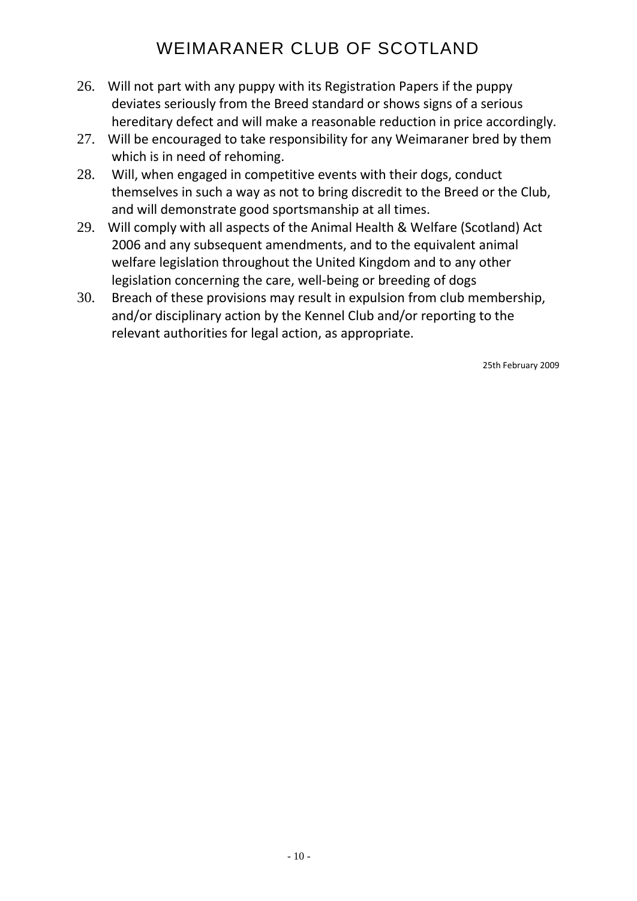26. Will not part with any puppy with its Registration Papers if the puppy deviates seriously from the Breed standard or shows signs of a serious hereditary defect and will make a reasonable reduction in price accordingly.
27. Will be encouraged to take responsibility for any Weimaraner bred by them which is in need of rehoming.
28. Will, when engaged in competitive events with their dogs, conduct themselves in such a way as not to bring discredit to the Breed or the Club, and will demonstrate good sportsmanship at all times.
29. Will comply with all aspects of the Animal Health & Welfare (Scotland) Act 2006 and any subsequent amendments, and to the equivalent animal welfare legislation throughout the United Kingdom and to any other legislation concerning the care, well-being or breeding of dogs
30. Breach of these provisions may result in expulsion from club membership, and/or disciplinary action by the Kennel Club and/or reporting to the relevant authorities for legal action, as appropriate.

25th February 2009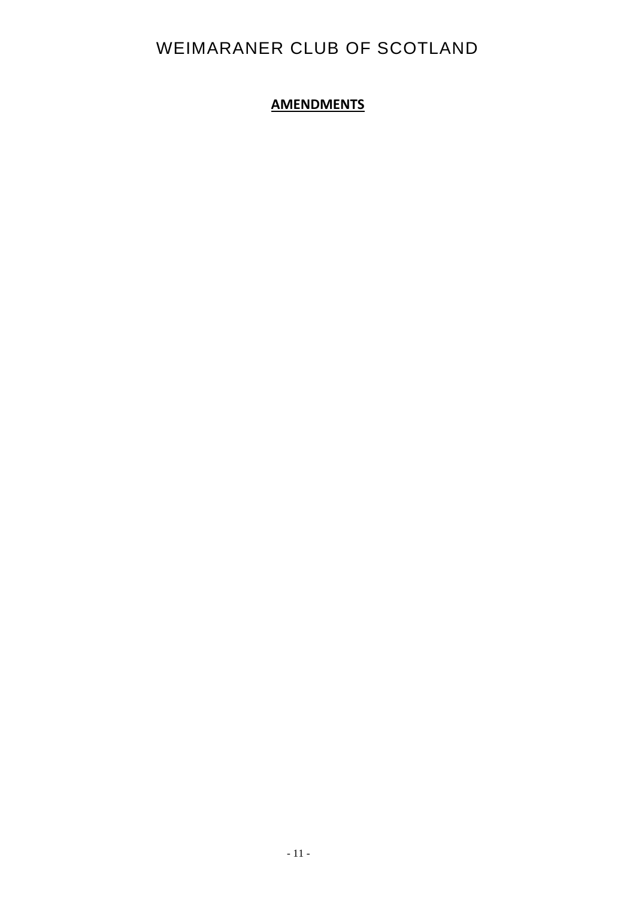**AMENDMENTS**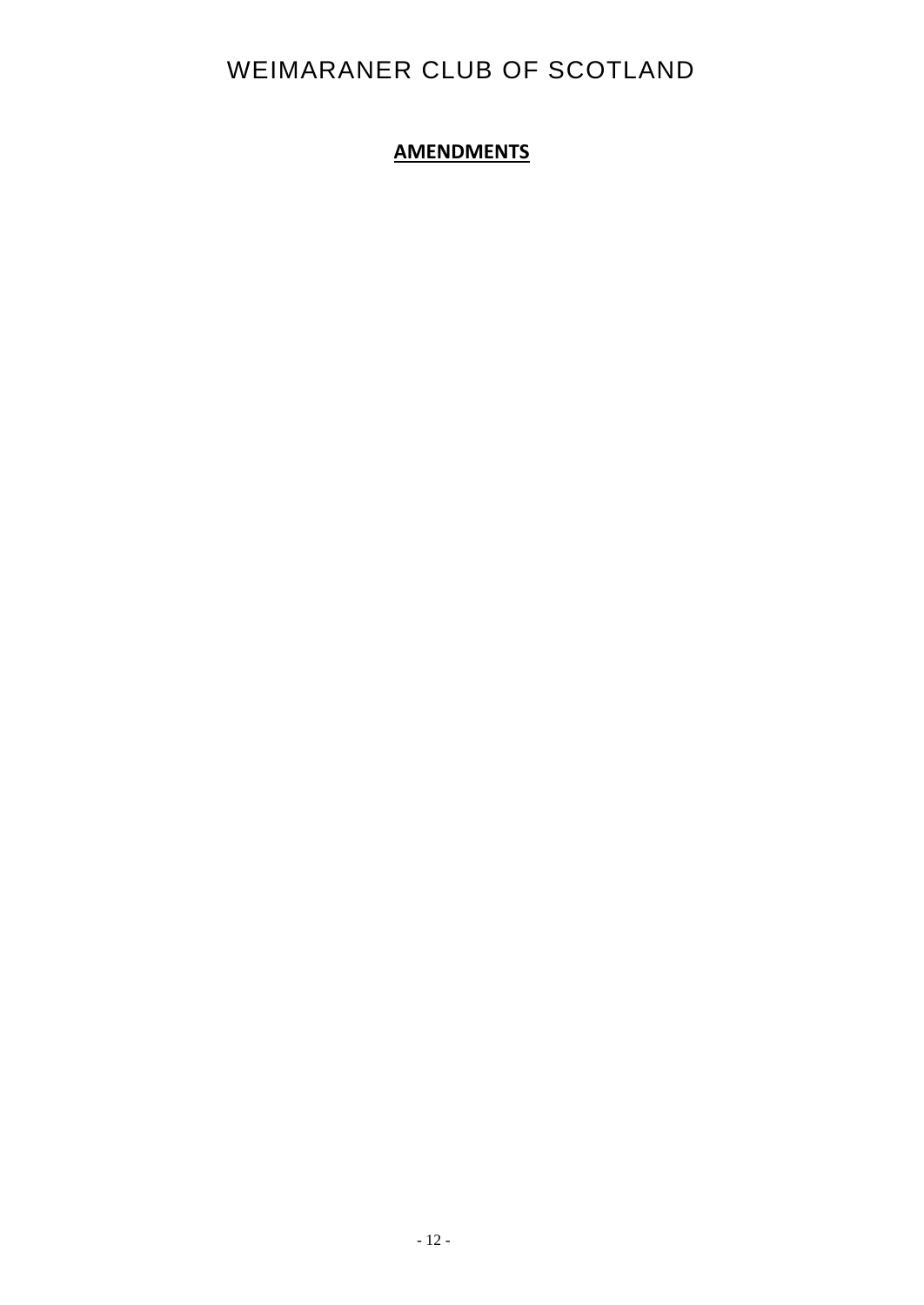## AMENDMENTS